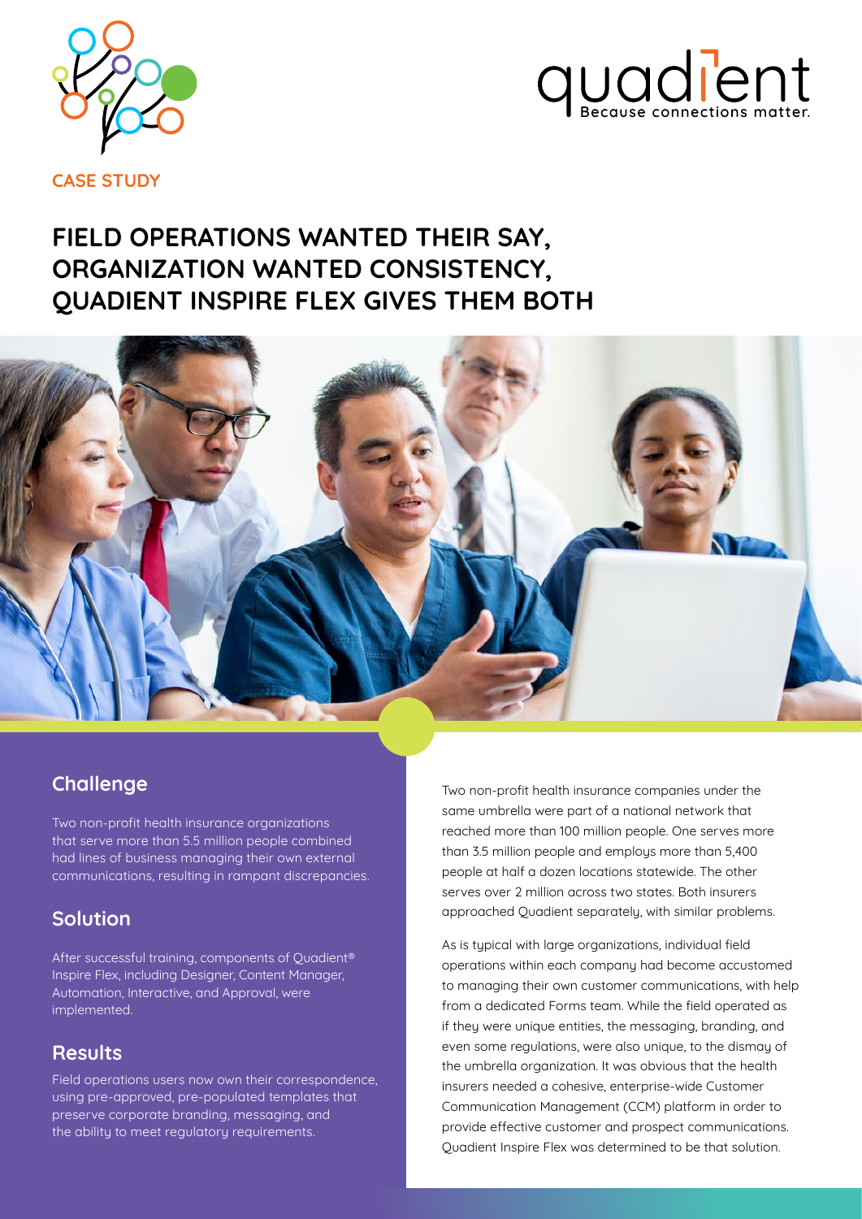CASE STUDY

quadient
Because connections matter.

# FIELD OPERATIONS WANTED THEIR SAY, ORGANIZATION WANTED CONSISTENCY, QUADIENT INSPIRE FLEX GIVES THEM BOTH

## Challenge

Two non-profit health insurance organizations that serve more than 5.5 million people combined had lines of business managing their own external communications, resulting in rampant discrepancies.

## Solution

After successful training, components of Quadient® Inspire Flex, including Designer, Content Manager, Automation, Interactive, and Approval, were implemented.

## Results

Field operations users now own their correspondence, using pre-approved, pre-populated templates that preserve corporate branding, messaging, and the ability to meet regulatory requirements.

Two non-profit health insurance companies under the same umbrella were part of a national network that reached more than 100 million people. One serves more than 3.5 million people and employs more than 5,400 people at half a dozen locations statewide. The other serves over 2 million across two states. Both insurers approached Quadient separately, with similar problems.

As is typical with large organizations, individual field operations within each company had become accustomed to managing their own customer communications, with help from a dedicated Forms team. While the field operated as if they were unique entities, the messaging, branding, and even some regulations, were also unique, to the dismay of the umbrella organization. It was obvious that the health insurers needed a cohesive, enterprise-wide Customer Communication Management (CCM) platform in order to provide effective customer and prospect communications. Quadient Inspire Flex was determined to be that solution.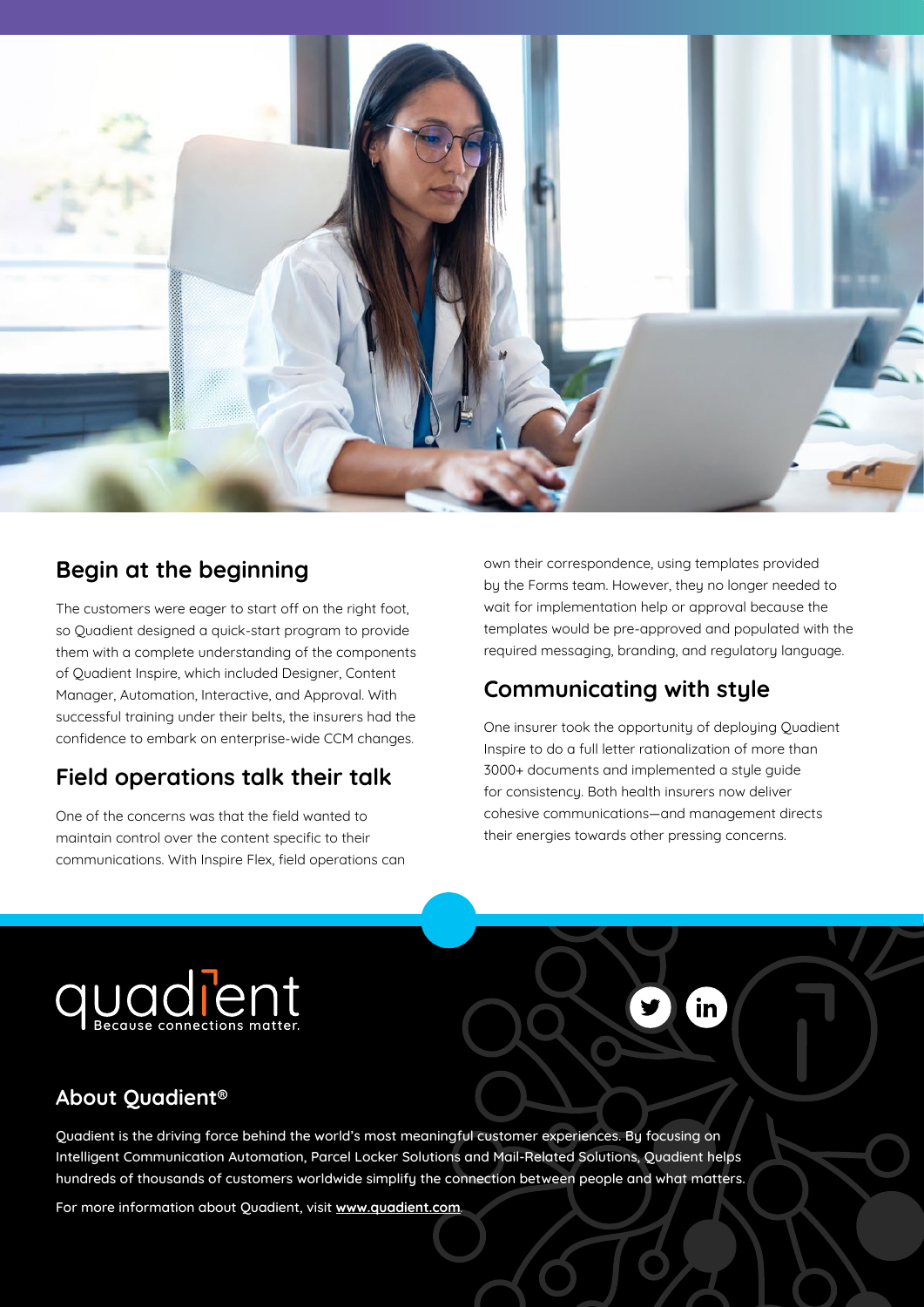## Begin at the beginning

The customers were eager to start off on the right foot, so Quadient designed a quick-start program to provide them with a complete understanding of the components of Quadient Inspire, which included Designer, Content Manager, Automation, Interactive, and Approval. With successful training under their belts, the insurers had the confidence to embark on enterprise-wide CCM changes.

## Field operations talk their talk

One of the concerns was that the field wanted to maintain control over the content specific to their communications. With Inspire Flex, field operations can own their correspondence, using templates provided by the Forms team. However, they no longer needed to wait for implementation help or approval because the templates would be pre-approved and populated with the required messaging, branding, and regulatory language.

## Communicating with style

One insurer took the opportunity of deploying Quadient Inspire to do a full letter rationalization of more than 3000+ documents and implemented a style guide for consistency. Both health insurers now deliver cohesive communications—and management directs their energies towards other pressing concerns.

quadient
Because connections matter.

## About Quadient®

Quadient is the driving force behind the world's most meaningful customer experiences. By focusing on Intelligent Communication Automation, Parcel Locker Solutions and Mail-Related Solutions, Quadient helps hundreds of thousands of customers worldwide simplify the connection between people and what matters.

For more information about Quadient, visit **www.quadient.com**.